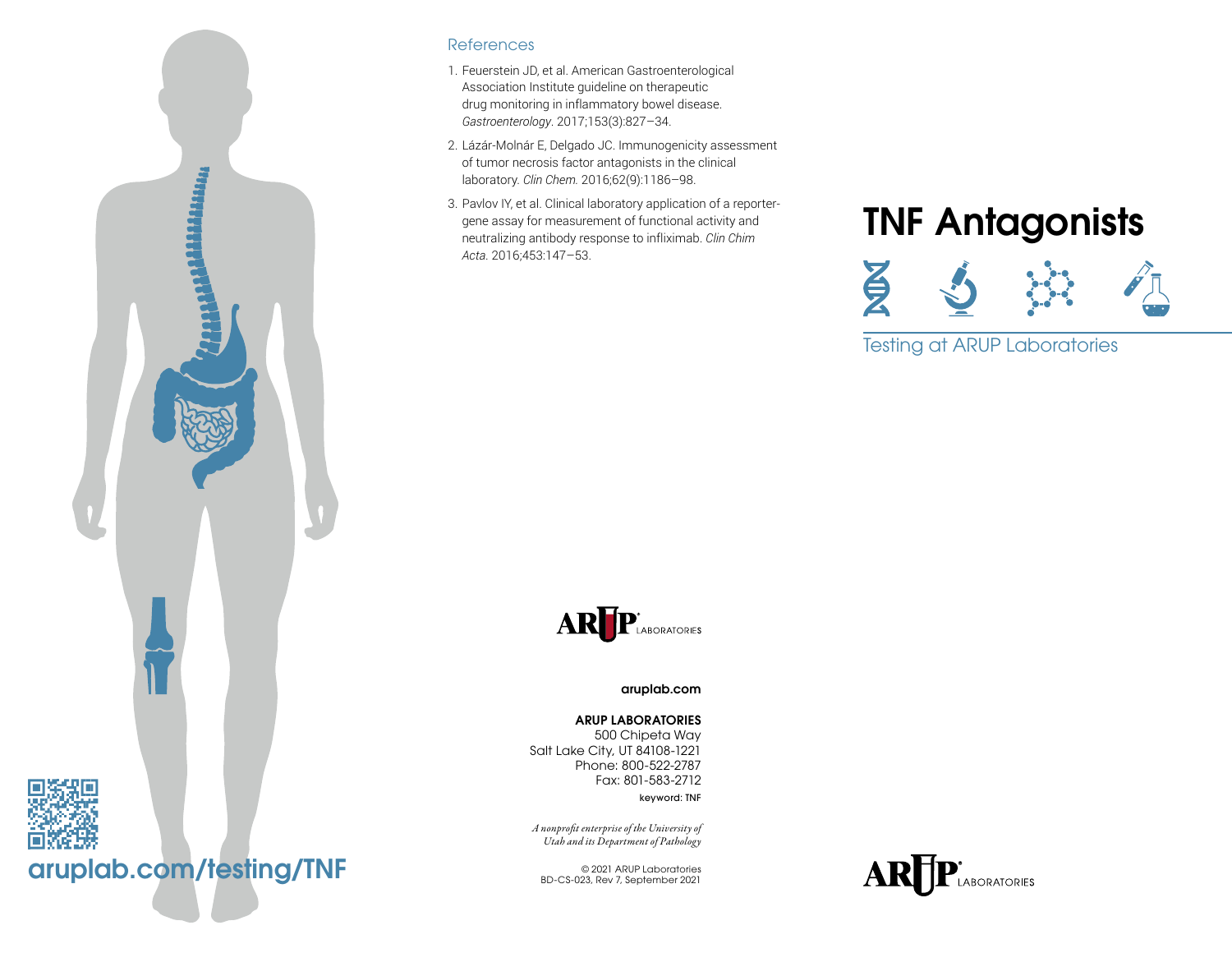aruplab.com/testing/TNF

## References

1. Feuerstein JD, et al. American Gastroenterological Association Institute guideline on therapeutic drug monitoring in inflammatory bowel disease. *Gastroenterology*. 2017;153(3):827–34.
2. Lázár-Molnár E, Delgado JC. Immunogenicity assessment of tumor necrosis factor antagonists in the clinical laboratory. *Clin Chem.* 2016;62(9):1186–98.
3. Pavlov IY, et al. Clinical laboratory application of a reporter-gene assay for measurement of functional activity and neutralizing antibody response to infliximab. *Clin Chim Acta.* 2016;453:147–53.

ARUP LABORATORIES

**aruplab.com**

**ARUP LABORATORIES**
500 Chipeta Way
Salt Lake City, UT 84108-1221
Phone: 800-522-2787
Fax: 801-583-2712
keyword: TNF

*A nonprofit enterprise of the University of Utah and its Department of Pathology*

© 2021 ARUP Laboratories
BD-CS-023, Rev 7, September 2021

# TNF Antagonists

Testing at ARUP Laboratories

ARUP LABORATORIES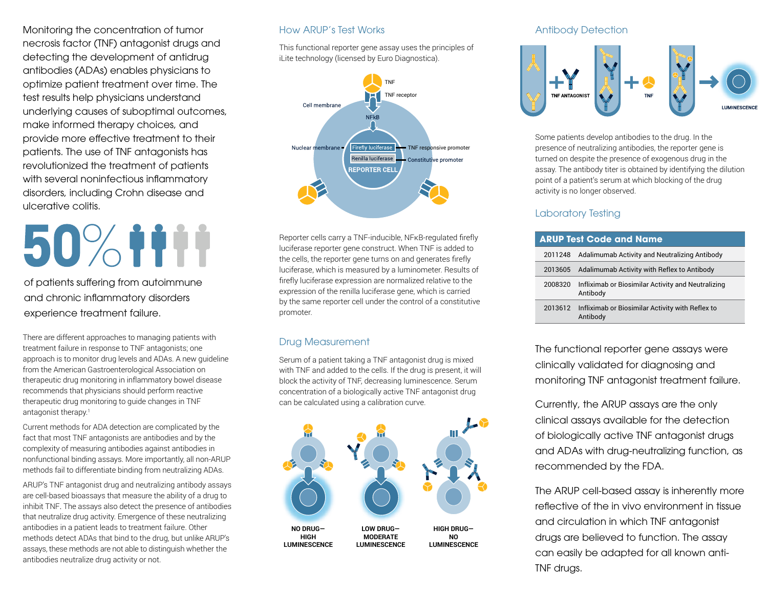Monitoring the concentration of tumor necrosis factor (TNF) antagonist drugs and detecting the development of antidrug antibodies (ADAs) enables physicians to optimize patient treatment over time. The test results help physicians understand underlying causes of suboptimal outcomes, make informed therapy choices, and provide more effective treatment to their patients. The use of TNF antagonists has revolutionized the treatment of patients with several noninfectious inflammatory disorders, including Crohn disease and ulcerative colitis.

**50%**

of patients suffering from autoimmune and chronic inflammatory disorders experience treatment failure.

There are different approaches to managing patients with treatment failure in response to TNF antagonists; one approach is to monitor drug levels and ADAs. A new guideline from the American Gastroenterological Association on therapeutic drug monitoring in inflammatory bowel disease recommends that physicians should perform reactive therapeutic drug monitoring to guide changes in TNF antagonist therapy.[1]

Current methods for ADA detection are complicated by the fact that most TNF antagonists are antibodies and by the complexity of measuring antibodies against antibodies in nonfunctional binding assays. More importantly, all non-ARUP methods fail to differentiate binding from neutralizing ADAs.

ARUP's TNF antagonist drug and neutralizing antibody assays are cell-based bioassays that measure the ability of a drug to inhibit TNF. The assays also detect the presence of antibodies that neutralize drug activity. Emergence of these neutralizing antibodies in a patient leads to treatment failure. Other methods detect ADAs that bind to the drug, but unlike ARUP's assays, these methods are not able to distinguish whether the antibodies neutralize drug activity or not.

## How ARUP's Test Works

This functional reporter gene assay uses the principles of iLite technology (licensed by Euro Diagnostica).

TNF
TNF receptor
Cell membrane
NFκB
Nuclear membrane
Firefly luciferase
TNF responsive promoter
Renilla luciferase
Constitutive promoter
REPORTER CELL

Reporter cells carry a TNF-inducible, NFκB-regulated firefly luciferase reporter gene construct. When TNF is added to the cells, the reporter gene turns on and generates firefly luciferase, which is measured by a luminometer. Results of firefly luciferase expression are normalized relative to the expression of the renilla luciferase gene, which is carried by the same reporter cell under the control of a constitutive promoter.

## Drug Measurement

Serum of a patient taking a TNF antagonist drug is mixed with TNF and added to the cells. If the drug is present, it will block the activity of TNF, decreasing luminescence. Serum concentration of a biologically active TNF antagonist drug can be calculated using a calibration curve.

NO DRUG—HIGH LUMINESCENCE
LOW DRUG—MODERATE LUMINESCENCE
HIGH DRUG—NO LUMINESCENCE

## Antibody Detection

TNF ANTAGONIST
TNF
LUMINESCENCE

Some patients develop antibodies to the drug. In the presence of neutralizing antibodies, the reporter gene is turned on despite the presence of exogenous drug in the assay. The antibody titer is obtained by identifying the dilution point of a patient's serum at which blocking of the drug activity is no longer observed.

## Laboratory Testing

| ARUP Test Code and Name | |
|---|---|
| 2011248 | Adalimumab Activity and Neutralizing Antibody |
| 2013605 | Adalimumab Activity with Reflex to Antibody |
| 2008320 | Infliximab or Biosimilar Activity and Neutralizing Antibody |
| 2013612 | Infliximab or Biosimilar Activity with Reflex to Antibody |

The functional reporter gene assays were clinically validated for diagnosing and monitoring TNF antagonist treatment failure.

Currently, the ARUP assays are the only clinical assays available for the detection of biologically active TNF antagonist drugs and ADAs with drug-neutralizing function, as recommended by the FDA.

The ARUP cell-based assay is inherently more reflective of the in vivo environment in tissue and circulation in which TNF antagonist drugs are believed to function. The assay can easily be adapted for all known anti-TNF drugs.